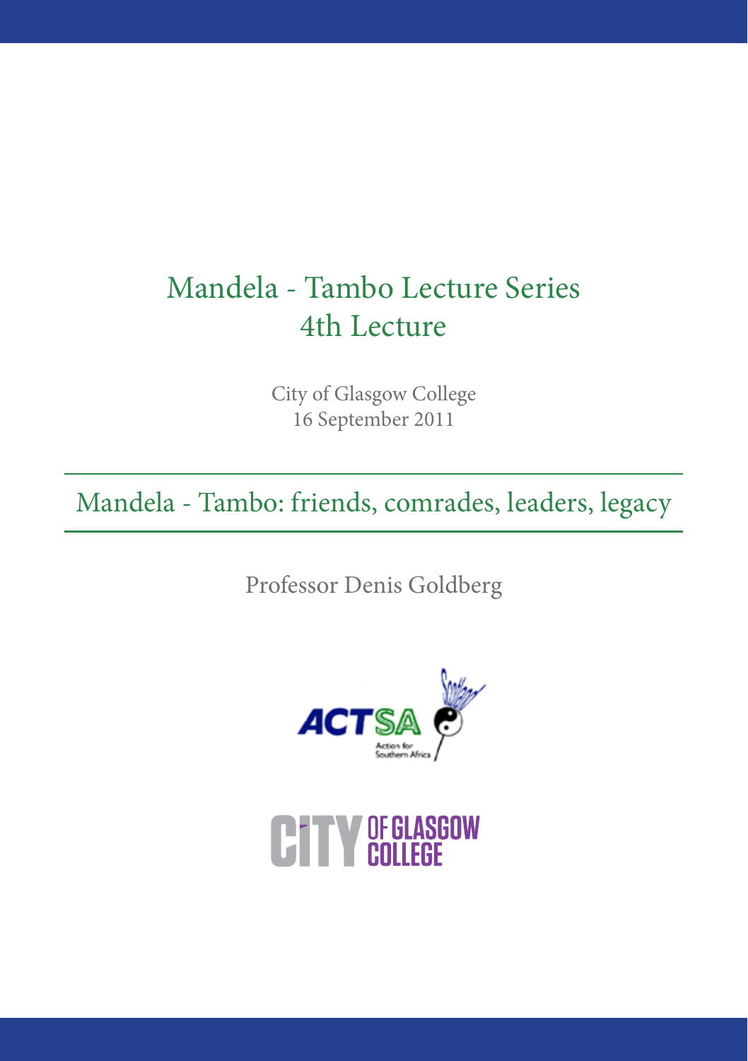# Mandela - Tambo Lecture Series
# 4th Lecture

City of Glasgow College
16 September 2011

## Mandela - Tambo: friends, comrades, leaders, legacy

Professor Denis Goldberg

ACTSA
Action for Southern Africa

CITY OF GLASGOW COLLEGE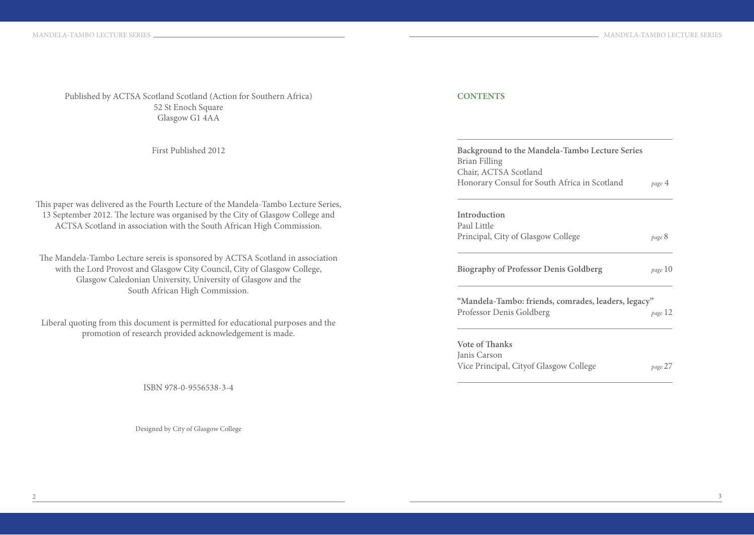Published by ACTSA Scotland Scotland (Action for Southern Africa)
52 St Enoch Square
Glasgow G1 4AA

First Published 2012

This paper was delivered as the Fourth Lecture of the Mandela-Tambo Lecture Series, 13 September 2012. The lecture was organised by the City of Glasgow College and ACTSA Scotland in association with the South African High Commission.

The Mandela-Tambo Lecture sereis is sponsored by ACTSA Scotland in association with the Lord Provost and Glasgow City Council, City of Glasgow College, Glasgow Caledonian University, University of Glasgow and the South African High Commission.

Liberal quoting from this document is permitted for educational purposes and the promotion of research provided acknowledgement is made.

ISBN 978-0-9556538-3-4

Designed by City of Glasgow College

## CONTENTS

**Background to the Mandela-Tambo Lecture Series**
Brian Filling
Chair, ACTSA Scotland
Honorary Consul for South Africa in Scotland — *page* 4

**Introduction**
Paul Little
Principal, City of Glasgow College — *page* 8

**Biography of Professor Denis Goldberg** — *page* 10

**"Mandela-Tambo: friends, comrades, leaders, legacy"**
Professor Denis Goldberg — *page* 12

**Vote of Thanks**
Janis Carson
Vice Principal, Cityof Glasgow College — *page* 27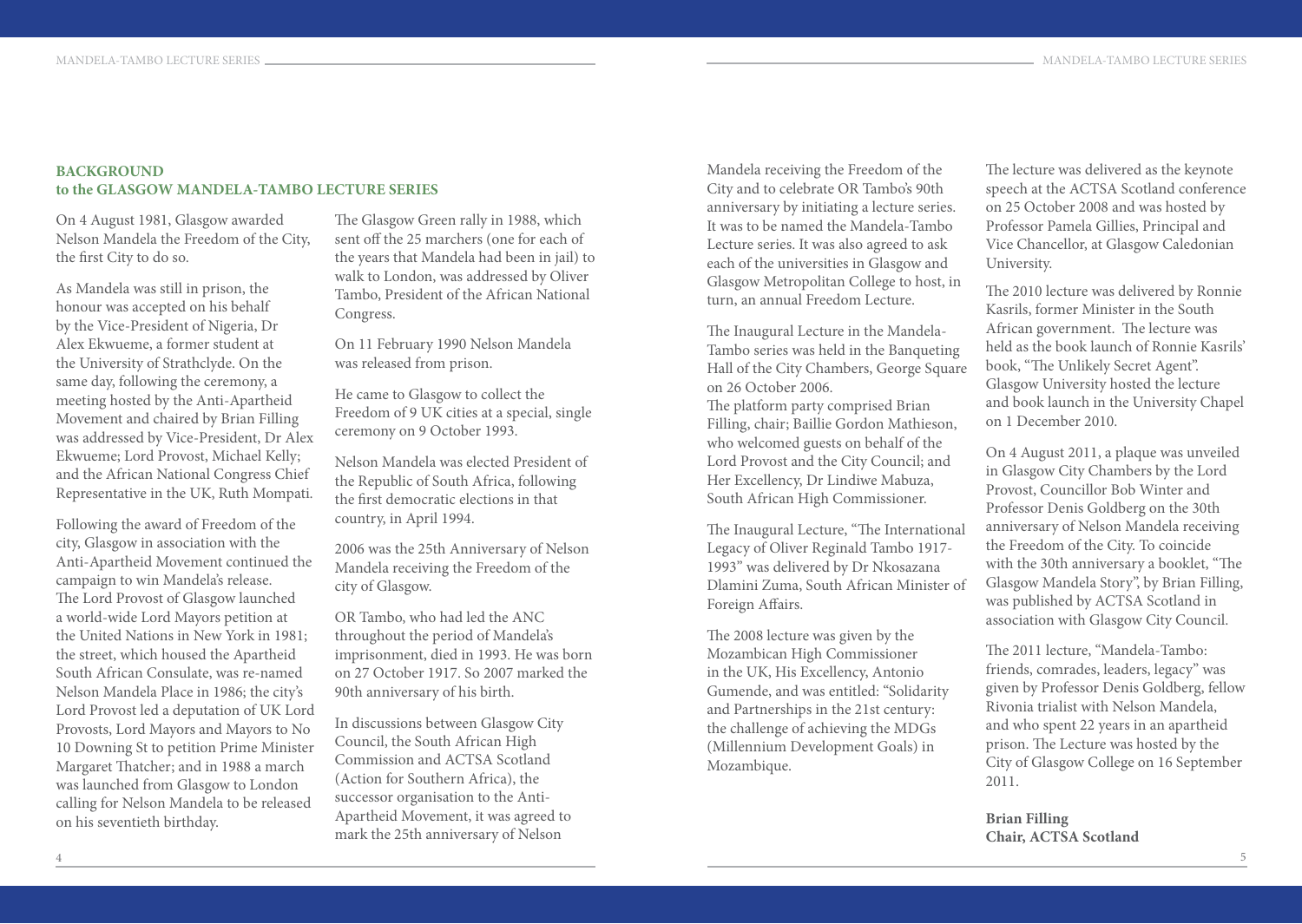## BACKGROUND
## to the GLASGOW MANDELA-TAMBO LECTURE SERIES

On 4 August 1981, Glasgow awarded Nelson Mandela the Freedom of the City, the first City to do so.

As Mandela was still in prison, the honour was accepted on his behalf by the Vice-President of Nigeria, Dr Alex Ekwueme, a former student at the University of Strathclyde. On the same day, following the ceremony, a meeting hosted by the Anti-Apartheid Movement and chaired by Brian Filling was addressed by Vice-President, Dr Alex Ekwueme; Lord Provost, Michael Kelly; and the African National Congress Chief Representative in the UK, Ruth Mompati.

Following the award of Freedom of the city, Glasgow in association with the Anti-Apartheid Movement continued the campaign to win Mandela's release. The Lord Provost of Glasgow launched a world-wide Lord Mayors petition at the United Nations in New York in 1981; the street, which housed the Apartheid South African Consulate, was re-named Nelson Mandela Place in 1986; the city's Lord Provost led a deputation of UK Lord Provosts, Lord Mayors and Mayors to No 10 Downing St to petition Prime Minister Margaret Thatcher; and in 1988 a march was launched from Glasgow to London calling for Nelson Mandela to be released on his seventieth birthday.

The Glasgow Green rally in 1988, which sent off the 25 marchers (one for each of the years that Mandela had been in jail) to walk to London, was addressed by Oliver Tambo, President of the African National Congress.

On 11 February 1990 Nelson Mandela was released from prison.

He came to Glasgow to collect the Freedom of 9 UK cities at a special, single ceremony on 9 October 1993.

Nelson Mandela was elected President of the Republic of South Africa, following the first democratic elections in that country, in April 1994.

2006 was the 25th Anniversary of Nelson Mandela receiving the Freedom of the city of Glasgow.

OR Tambo, who had led the ANC throughout the period of Mandela's imprisonment, died in 1993. He was born on 27 October 1917. So 2007 marked the 90th anniversary of his birth.

In discussions between Glasgow City Council, the South African High Commission and ACTSA Scotland (Action for Southern Africa), the successor organisation to the Anti-Apartheid Movement, it was agreed to mark the 25th anniversary of Nelson Mandela receiving the Freedom of the City and to celebrate OR Tambo's 90th anniversary by initiating a lecture series. It was to be named the Mandela-Tambo Lecture series. It was also agreed to ask each of the universities in Glasgow and Glasgow Metropolitan College to host, in turn, an annual Freedom Lecture.

The Inaugural Lecture in the Mandela-Tambo series was held in the Banqueting Hall of the City Chambers, George Square on 26 October 2006.
The platform party comprised Brian Filling, chair; Baillie Gordon Mathieson, who welcomed guests on behalf of the Lord Provost and the City Council; and Her Excellency, Dr Lindiwe Mabuza, South African High Commissioner.

The Inaugural Lecture, "The International Legacy of Oliver Reginald Tambo 1917-1993" was delivered by Dr Nkosazana Dlamini Zuma, South African Minister of Foreign Affairs.

The 2008 lecture was given by the Mozambican High Commissioner in the UK, His Excellency, Antonio Gumende, and was entitled: "Solidarity and Partnerships in the 21st century: the challenge of achieving the MDGs (Millennium Development Goals) in Mozambique.

The lecture was delivered as the keynote speech at the ACTSA Scotland conference on 25 October 2008 and was hosted by Professor Pamela Gillies, Principal and Vice Chancellor, at Glasgow Caledonian University.

The 2010 lecture was delivered by Ronnie Kasrils, former Minister in the South African government. The lecture was held as the book launch of Ronnie Kasrils' book, "The Unlikely Secret Agent". Glasgow University hosted the lecture and book launch in the University Chapel on 1 December 2010.

On 4 August 2011, a plaque was unveiled in Glasgow City Chambers by the Lord Provost, Councillor Bob Winter and Professor Denis Goldberg on the 30th anniversary of Nelson Mandela receiving the Freedom of the City. To coincide with the 30th anniversary a booklet, "The Glasgow Mandela Story", by Brian Filling, was published by ACTSA Scotland in association with Glasgow City Council.

The 2011 lecture, "Mandela-Tambo: friends, comrades, leaders, legacy" was given by Professor Denis Goldberg, fellow Rivonia trialist with Nelson Mandela, and who spent 22 years in an apartheid prison. The Lecture was hosted by the City of Glasgow College on 16 September 2011.

**Brian Filling**
**Chair, ACTSA Scotland**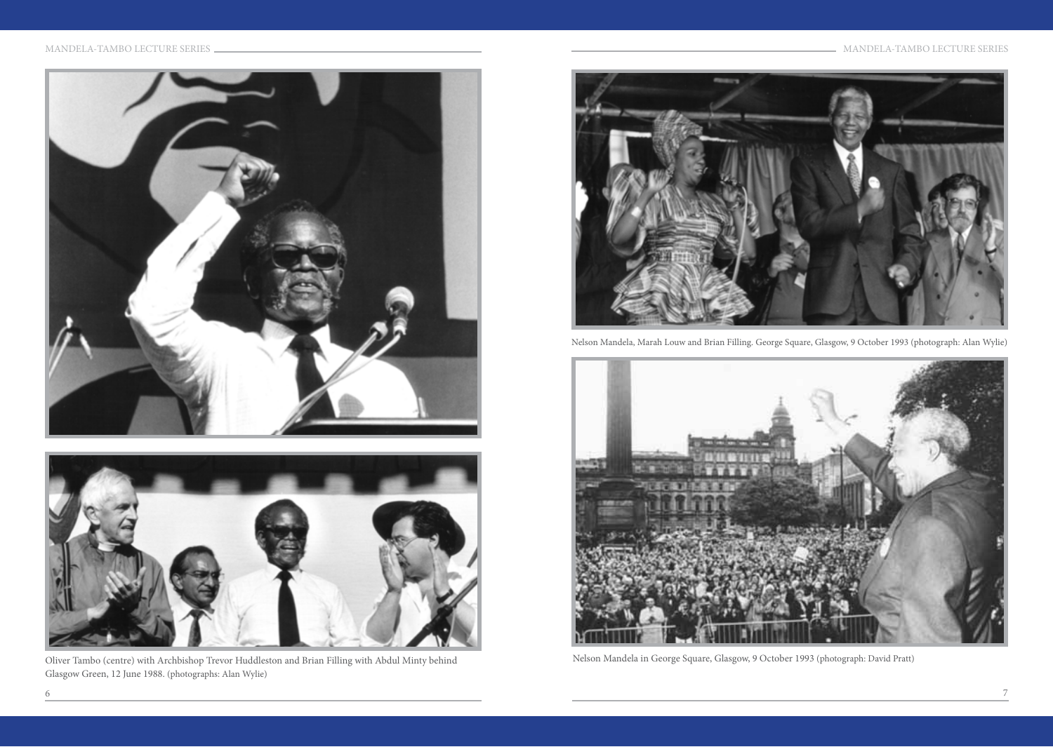Oliver Tambo (centre) with Archbishop Trevor Huddleston and Brian Filling with Abdul Minty behind Glasgow Green, 12 June 1988. (photographs: Alan Wylie)

Nelson Mandela, Marah Louw and Brian Filling. George Square, Glasgow, 9 October 1993 (photograph: Alan Wylie)

Nelson Mandela in George Square, Glasgow, 9 October 1993 (photograph: David Pratt)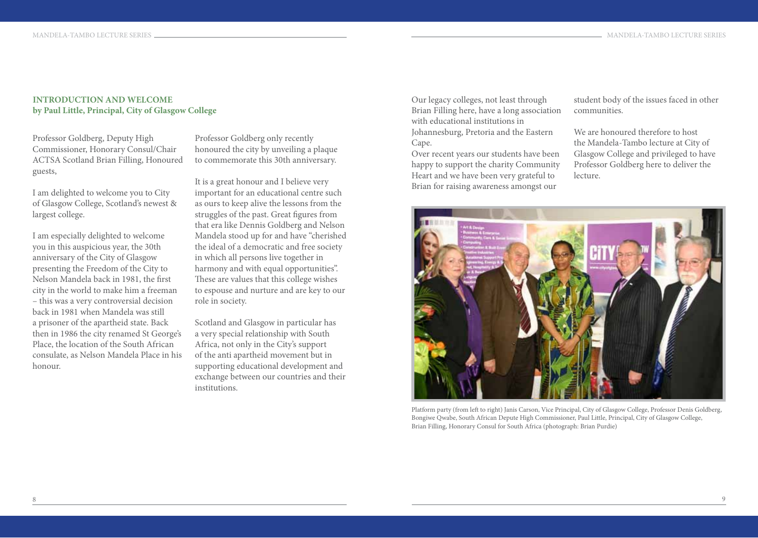## INTRODUCTION AND WELCOME
**by Paul Little, Principal, City of Glasgow College**

Professor Goldberg, Deputy High Commissioner, Honorary Consul/Chair ACTSA Scotland Brian Filling, Honoured guests,

I am delighted to welcome you to City of Glasgow College, Scotland's newest & largest college.

I am especially delighted to welcome you in this auspicious year, the 30th anniversary of the City of Glasgow presenting the Freedom of the City to Nelson Mandela back in 1981, the first city in the world to make him a freeman – this was a very controversial decision back in 1981 when Mandela was still a prisoner of the apartheid state. Back then in 1986 the city renamed St George's Place, the location of the South African consulate, as Nelson Mandela Place in his honour.

Professor Goldberg only recently honoured the city by unveiling a plaque to commemorate this 30th anniversary.

It is a great honour and I believe very important for an educational centre such as ours to keep alive the lessons from the struggles of the past. Great figures from that era like Dennis Goldberg and Nelson Mandela stood up for and have "cherished the ideal of a democratic and free society in which all persons live together in harmony and with equal opportunities". These are values that this college wishes to espouse and nurture and are key to our role in society.

Scotland and Glasgow in particular has a very special relationship with South Africa, not only in the City's support of the anti apartheid movement but in supporting educational development and exchange between our countries and their institutions.

Our legacy colleges, not least through Brian Filling here, have a long association with educational institutions in Johannesburg, Pretoria and the Eastern Cape.

Over recent years our students have been happy to support the charity Community Heart and we have been very grateful to Brian for raising awareness amongst our student body of the issues faced in other communities.

We are honoured therefore to host the Mandela-Tambo lecture at City of Glasgow College and privileged to have Professor Goldberg here to deliver the lecture.

Platform party (from left to right) Janis Carson, Vice Principal, City of Glasgow College, Professor Denis Goldberg, Bongiwe Qwabe, South African Depute High Commissioner, Paul Little, Principal, City of Glasgow College, Brian Filling, Honorary Consul for South Africa (photograph: Brian Purdie)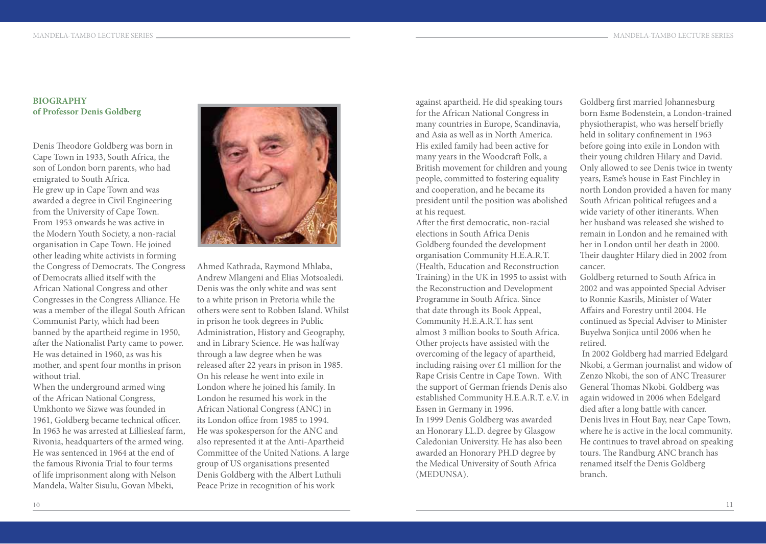**BIOGRAPHY**
**of Professor Denis Goldberg**

Denis Theodore Goldberg was born in Cape Town in 1933, South Africa, the son of London born parents, who had emigrated to South Africa.
He grew up in Cape Town and was awarded a degree in Civil Engineering from the University of Cape Town.
From 1953 onwards he was active in the Modern Youth Society, a non-racial organisation in Cape Town. He joined other leading white activists in forming the Congress of Democrats. The Congress of Democrats allied itself with the African National Congress and other Congresses in the Congress Alliance. He was a member of the illegal South African Communist Party, which had been banned by the apartheid regime in 1950, after the Nationalist Party came to power. He was detained in 1960, as was his mother, and spent four months in prison without trial.
When the underground armed wing of the African National Congress, Umkhonto we Sizwe was founded in 1961, Goldberg became technical officer. In 1963 he was arrested at Lilliesleaf farm, Rivonia, headquarters of the armed wing. He was sentenced in 1964 at the end of the famous Rivonia Trial to four terms of life imprisonment along with Nelson Mandela, Walter Sisulu, Govan Mbeki, Ahmed Kathrada, Raymond Mhlaba, Andrew Mlangeni and Elias Motsoaledi. Denis was the only white and was sent to a white prison in Pretoria while the others were sent to Robben Island. Whilst in prison he took degrees in Public Administration, History and Geography, and in Library Science. He was halfway through a law degree when he was released after 22 years in prison in 1985. On his release he went into exile in London where he joined his family. In London he resumed his work in the African National Congress (ANC) in its London office from 1985 to 1994. He was spokesperson for the ANC and also represented it at the Anti-Apartheid Committee of the United Nations. A large group of US organisations presented Denis Goldberg with the Albert Luthuli Peace Prize in recognition of his work against apartheid. He did speaking tours for the African National Congress in many countries in Europe, Scandinavia, and Asia as well as in North America. His exiled family had been active for many years in the Woodcraft Folk, a British movement for children and young people, committed to fostering equality and cooperation, and he became its president until the position was abolished at his request.
After the first democratic, non-racial elections in South Africa Denis Goldberg founded the development organisation Community H.E.A.R.T. (Health, Education and Reconstruction Training) in the UK in 1995 to assist with the Reconstruction and Development Programme in South Africa. Since that date through its Book Appeal, Community H.E.A.R.T. has sent almost 3 million books to South Africa. Other projects have assisted with the overcoming of the legacy of apartheid, including raising over £1 million for the Rape Crisis Centre in Cape Town. With the support of German friends Denis also established Community H.E.A.R.T. e.V. in Essen in Germany in 1996.
In 1999 Denis Goldberg was awarded an Honorary LL.D. degree by Glasgow Caledonian University. He has also been awarded an Honorary PH.D degree by the Medical University of South Africa (MEDUNSA).
Goldberg first married Johannesburg born Esme Bodenstein, a London-trained physiotherapist, who was herself briefly held in solitary confinement in 1963 before going into exile in London with their young children Hilary and David. Only allowed to see Denis twice in twenty years, Esme's house in East Finchley in north London provided a haven for many South African political refugees and a wide variety of other itinerants. When her husband was released she wished to remain in London and he remained with her in London until her death in 2000. Their daughter Hilary died in 2002 from cancer.
Goldberg returned to South Africa in 2002 and was appointed Special Adviser to Ronnie Kasrils, Minister of Water Affairs and Forestry until 2004. He continued as Special Adviser to Minister Buyelwa Sonjica until 2006 when he retired.
In 2002 Goldberg had married Edelgard Nkobi, a German journalist and widow of Zenzo Nkobi, the son of ANC Treasurer General Thomas Nkobi. Goldberg was again widowed in 2006 when Edelgard died after a long battle with cancer.
Denis lives in Hout Bay, near Cape Town, where he is active in the local community. He continues to travel abroad on speaking tours. The Randburg ANC branch has renamed itself the Denis Goldberg branch.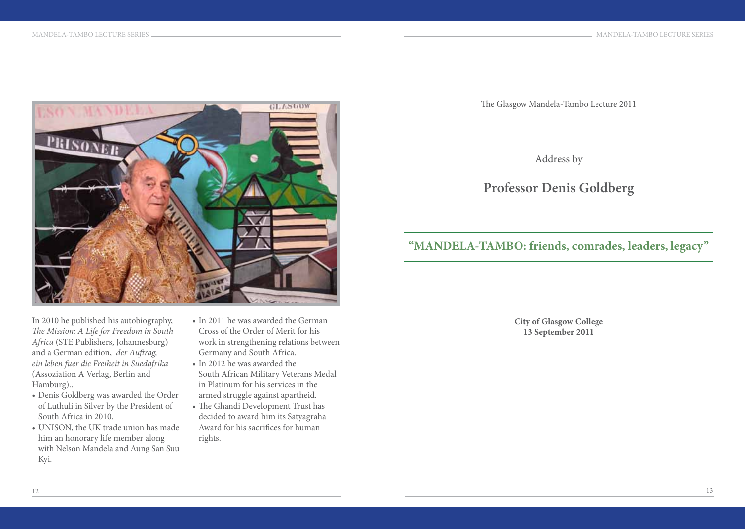In 2010 he published his autobiography, *The Mission: A Life for Freedom in South Africa* (STE Publishers, Johannesburg) and a German edition, *der Auftrag, ein leben fuer die Freiheit in Suedafrika* (Assoziation A Verlag, Berlin and Hamburg)..

- Denis Goldberg was awarded the Order of Luthuli in Silver by the President of South Africa in 2010.
- UNISON, the UK trade union has made him an honorary life member along with Nelson Mandela and Aung San Suu Kyi.
- In 2011 he was awarded the German Cross of the Order of Merit for his work in strengthening relations between Germany and South Africa.
- In 2012 he was awarded the South African Military Veterans Medal in Platinum for his services in the armed struggle against apartheid.
- The Ghandi Development Trust has decided to award him its Satyagraha Award for his sacrifices for human rights.

The Glasgow Mandela-Tambo Lecture 2011

Address by

## Professor Denis Goldberg

# "MANDELA-TAMBO: friends, comrades, leaders, legacy"

**City of Glasgow College**
**13 September 2011**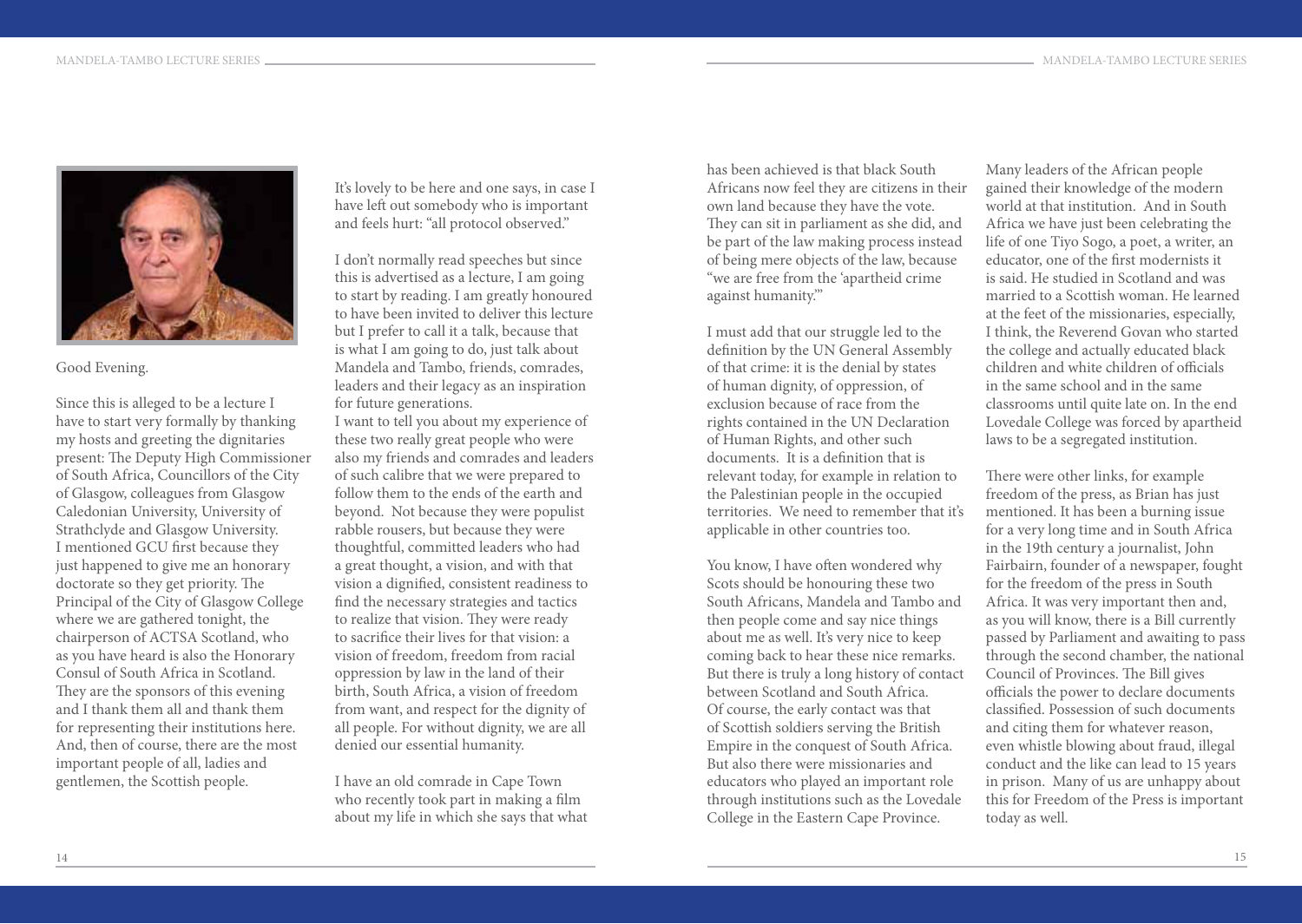Good Evening.

Since this is alleged to be a lecture I have to start very formally by thanking my hosts and greeting the dignitaries present: The Deputy High Commissioner of South Africa, Councillors of the City of Glasgow, colleagues from Glasgow Caledonian University, University of Strathclyde and Glasgow University. I mentioned GCU first because they just happened to give me an honorary doctorate so they get priority. The Principal of the City of Glasgow College where we are gathered tonight, the chairperson of ACTSA Scotland, who as you have heard is also the Honorary Consul of South Africa in Scotland. They are the sponsors of this evening and I thank them all and thank them for representing their institutions here. And, then of course, there are the most important people of all, ladies and gentlemen, the Scottish people.

It's lovely to be here and one says, in case I have left out somebody who is important and feels hurt: "all protocol observed."

I don't normally read speeches but since this is advertised as a lecture, I am going to start by reading. I am greatly honoured to have been invited to deliver this lecture but I prefer to call it a talk, because that is what I am going to do, just talk about Mandela and Tambo, friends, comrades, leaders and their legacy as an inspiration for future generations.

I want to tell you about my experience of these two really great people who were also my friends and comrades and leaders of such calibre that we were prepared to follow them to the ends of the earth and beyond. Not because they were populist rabble rousers, but because they were thoughtful, committed leaders who had a great thought, a vision, and with that vision a dignified, consistent readiness to find the necessary strategies and tactics to realize that vision. They were ready to sacrifice their lives for that vision: a vision of freedom, freedom from racial oppression by law in the land of their birth, South Africa, a vision of freedom from want, and respect for the dignity of all people. For without dignity, we are all denied our essential humanity.

I have an old comrade in Cape Town who recently took part in making a film about my life in which she says that what has been achieved is that black South Africans now feel they are citizens in their own land because they have the vote. They can sit in parliament as she did, and be part of the law making process instead of being mere objects of the law, because "we are free from the 'apartheid crime against humanity.'"

I must add that our struggle led to the definition by the UN General Assembly of that crime: it is the denial by states of human dignity, of oppression, of exclusion because of race from the rights contained in the UN Declaration of Human Rights, and other such documents. It is a definition that is relevant today, for example in relation to the Palestinian people in the occupied territories. We need to remember that it's applicable in other countries too.

You know, I have often wondered why Scots should be honouring these two South Africans, Mandela and Tambo and then people come and say nice things about me as well. It's very nice to keep coming back to hear these nice remarks. But there is truly a long history of contact between Scotland and South Africa. Of course, the early contact was that of Scottish soldiers serving the British Empire in the conquest of South Africa. But also there were missionaries and educators who played an important role through institutions such as the Lovedale College in the Eastern Cape Province. Many leaders of the African people gained their knowledge of the modern world at that institution. And in South Africa we have just been celebrating the life of one Tiyo Sogo, a poet, a writer, an educator, one of the first modernists it is said. He studied in Scotland and was married to a Scottish woman. He learned at the feet of the missionaries, especially, I think, the Reverend Govan who started the college and actually educated black children and white children of officials in the same school and in the same classrooms until quite late on. In the end Lovedale College was forced by apartheid laws to be a segregated institution.

There were other links, for example freedom of the press, as Brian has just mentioned. It has been a burning issue for a very long time and in South Africa in the 19th century a journalist, John Fairbairn, founder of a newspaper, fought for the freedom of the press in South Africa. It was very important then and, as you will know, there is a Bill currently passed by Parliament and awaiting to pass through the second chamber, the national Council of Provinces. The Bill gives officials the power to declare documents classified. Possession of such documents and citing them for whatever reason, even whistle blowing about fraud, illegal conduct and the like can lead to 15 years in prison. Many of us are unhappy about this for Freedom of the Press is important today as well.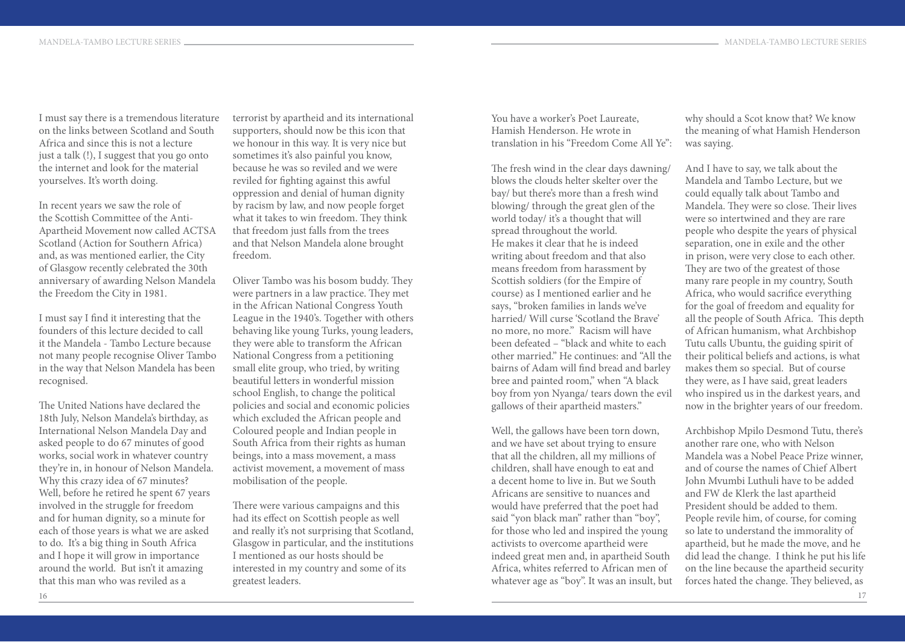I must say there is a tremendous literature on the links between Scotland and South Africa and since this is not a lecture just a talk (!), I suggest that you go onto the internet and look for the material yourselves. It's worth doing.

In recent years we saw the role of the Scottish Committee of the Anti-Apartheid Movement now called ACTSA Scotland (Action for Southern Africa) and, as was mentioned earlier, the City of Glasgow recently celebrated the 30th anniversary of awarding Nelson Mandela the Freedom the City in 1981.

I must say I find it interesting that the founders of this lecture decided to call it the Mandela - Tambo Lecture because not many people recognise Oliver Tambo in the way that Nelson Mandela has been recognised.

The United Nations have declared the 18th July, Nelson Mandela's birthday, as International Nelson Mandela Day and asked people to do 67 minutes of good works, social work in whatever country they're in, in honour of Nelson Mandela. Why this crazy idea of 67 minutes? Well, before he retired he spent 67 years involved in the struggle for freedom and for human dignity, so a minute for each of those years is what we are asked to do. It's a big thing in South Africa and I hope it will grow in importance around the world. But isn't it amazing that this man who was reviled as a terrorist by apartheid and its international supporters, should now be this icon that we honour in this way. It is very nice but sometimes it's also painful you know, because he was so reviled and we were reviled for fighting against this awful oppression and denial of human dignity by racism by law, and now people forget what it takes to win freedom. They think that freedom just falls from the trees and that Nelson Mandela alone brought freedom.

Oliver Tambo was his bosom buddy. They were partners in a law practice. They met in the African National Congress Youth League in the 1940's. Together with others behaving like young Turks, young leaders, they were able to transform the African National Congress from a petitioning small elite group, who tried, by writing beautiful letters in wonderful mission school English, to change the political policies and social and economic policies which excluded the African people and Coloured people and Indian people in South Africa from their rights as human beings, into a mass movement, a mass activist movement, a movement of mass mobilisation of the people.

There were various campaigns and this had its effect on Scottish people as well and really it's not surprising that Scotland, Glasgow in particular, and the institutions I mentioned as our hosts should be interested in my country and some of its greatest leaders.

You have a worker's Poet Laureate, Hamish Henderson. He wrote in translation in his "Freedom Come All Ye":

The fresh wind in the clear days dawning/ blows the clouds helter skelter over the bay/ but there's more than a fresh wind blowing/ through the great glen of the world today/ it's a thought that will spread throughout the world.
He makes it clear that he is indeed writing about freedom and that also means freedom from harassment by Scottish soldiers (for the Empire of course) as I mentioned earlier and he says, "broken families in lands we've harried/ Will curse 'Scotland the Brave' no more, no more." Racism will have been defeated – "black and white to each other married." He continues: and "All the bairns of Adam will find bread and barley bree and painted room," when "A black boy from yon Nyanga/ tears down the evil gallows of their apartheid masters."

Well, the gallows have been torn down, and we have set about trying to ensure that all the children, all my millions of children, shall have enough to eat and a decent home to live in. But we South Africans are sensitive to nuances and would have preferred that the poet had said "yon black man" rather than "boy", for those who led and inspired the young activists to overcome apartheid were indeed great men and, in apartheid South Africa, whites referred to African men of whatever age as "boy". It was an insult, but why should a Scot know that? We know the meaning of what Hamish Henderson was saying.

And I have to say, we talk about the Mandela and Tambo Lecture, but we could equally talk about Tambo and Mandela. They were so close. Their lives were so intertwined and they are rare people who despite the years of physical separation, one in exile and the other in prison, were very close to each other. They are two of the greatest of those many rare people in my country, South Africa, who would sacrifice everything for the goal of freedom and equality for all the people of South Africa. This depth of African humanism, what Archbishop Tutu calls Ubuntu, the guiding spirit of their political beliefs and actions, is what makes them so special. But of course they were, as I have said, great leaders who inspired us in the darkest years, and now in the brighter years of our freedom.

Archbishop Mpilo Desmond Tutu, there's another rare one, who with Nelson Mandela was a Nobel Peace Prize winner, and of course the names of Chief Albert John Mvumbi Luthuli have to be added and FW de Klerk the last apartheid President should be added to them. People revile him, of course, for coming so late to understand the immorality of apartheid, but he made the move, and he did lead the change. I think he put his life on the line because the apartheid security forces hated the change. They believed, as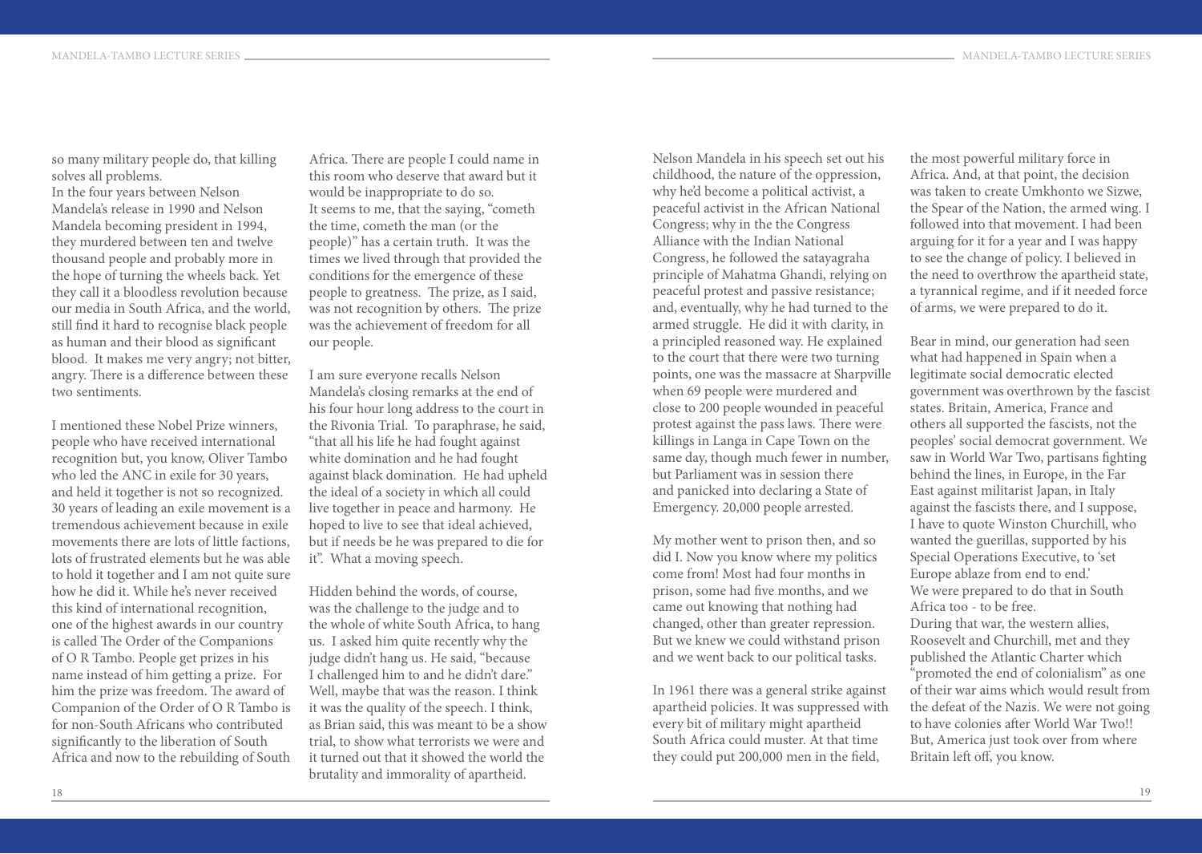so many military people do, that killing solves all problems.
In the four years between Nelson Mandela's release in 1990 and Nelson Mandela becoming president in 1994, they murdered between ten and twelve thousand people and probably more in the hope of turning the wheels back. Yet they call it a bloodless revolution because our media in South Africa, and the world, still find it hard to recognise black people as human and their blood as significant blood. It makes me very angry; not bitter, angry. There is a difference between these two sentiments.

I mentioned these Nobel Prize winners, people who have received international recognition but, you know, Oliver Tambo who led the ANC in exile for 30 years, and held it together is not so recognized. 30 years of leading an exile movement is a tremendous achievement because in exile movements there are lots of little factions, lots of frustrated elements but he was able to hold it together and I am not quite sure how he did it. While he's never received this kind of international recognition, one of the highest awards in our country is called The Order of the Companions of O R Tambo. People get prizes in his name instead of him getting a prize. For him the prize was freedom. The award of Companion of the Order of O R Tambo is for non-South Africans who contributed significantly to the liberation of South Africa and now to the rebuilding of South Africa. There are people I could name in this room who deserve that award but it would be inappropriate to do so.
It seems to me, that the saying, "cometh the time, cometh the man (or the people)" has a certain truth. It was the times we lived through that provided the conditions for the emergence of these people to greatness. The prize, as I said, was not recognition by others. The prize was the achievement of freedom for all our people.

I am sure everyone recalls Nelson Mandela's closing remarks at the end of his four hour long address to the court in the Rivonia Trial. To paraphrase, he said, "that all his life he had fought against white domination and he had fought against black domination. He had upheld the ideal of a society in which all could live together in peace and harmony. He hoped to live to see that ideal achieved, but if needs be he was prepared to die for it". What a moving speech.

Hidden behind the words, of course, was the challenge to the judge and to the whole of white South Africa, to hang us. I asked him quite recently why the judge didn't hang us. He said, "because I challenged him to and he didn't dare." Well, maybe that was the reason. I think it was the quality of the speech. I think, as Brian said, this was meant to be a show trial, to show what terrorists we were and it turned out that it showed the world the brutality and immorality of apartheid.

Nelson Mandela in his speech set out his childhood, the nature of the oppression, why he'd become a political activist, a peaceful activist in the African National Congress; why in the the Congress Alliance with the Indian National Congress, he followed the satayagraha principle of Mahatma Ghandi, relying on peaceful protest and passive resistance; and, eventually, why he had turned to the armed struggle. He did it with clarity, in a principled reasoned way. He explained to the court that there were two turning points, one was the massacre at Sharpville when 69 people were murdered and close to 200 people wounded in peaceful protest against the pass laws. There were killings in Langa in Cape Town on the same day, though much fewer in number, but Parliament was in session there and panicked into declaring a State of Emergency. 20,000 people arrested.

My mother went to prison then, and so did I. Now you know where my politics come from! Most had four months in prison, some had five months, and we came out knowing that nothing had changed, other than greater repression. But we knew we could withstand prison and we went back to our political tasks.

In 1961 there was a general strike against apartheid policies. It was suppressed with every bit of military might apartheid South Africa could muster. At that time they could put 200,000 men in the field, the most powerful military force in Africa. And, at that point, the decision was taken to create Umkhonto we Sizwe, the Spear of the Nation, the armed wing. I followed into that movement. I had been arguing for it for a year and I was happy to see the change of policy. I believed in the need to overthrow the apartheid state, a tyrannical regime, and if it needed force of arms, we were prepared to do it.

Bear in mind, our generation had seen what had happened in Spain when a legitimate social democratic elected government was overthrown by the fascist states. Britain, America, France and others all supported the fascists, not the peoples' social democrat government. We saw in World War Two, partisans fighting behind the lines, in Europe, in the Far East against militarist Japan, in Italy against the fascists there, and I suppose, I have to quote Winston Churchill, who wanted the guerillas, supported by his Special Operations Executive, to 'set Europe ablaze from end to end.'
We were prepared to do that in South Africa too - to be free.
During that war, the western allies, Roosevelt and Churchill, met and they published the Atlantic Charter which "promoted the end of colonialism" as one of their war aims which would result from the defeat of the Nazis. We were not going to have colonies after World War Two!! But, America just took over from where Britain left off, you know.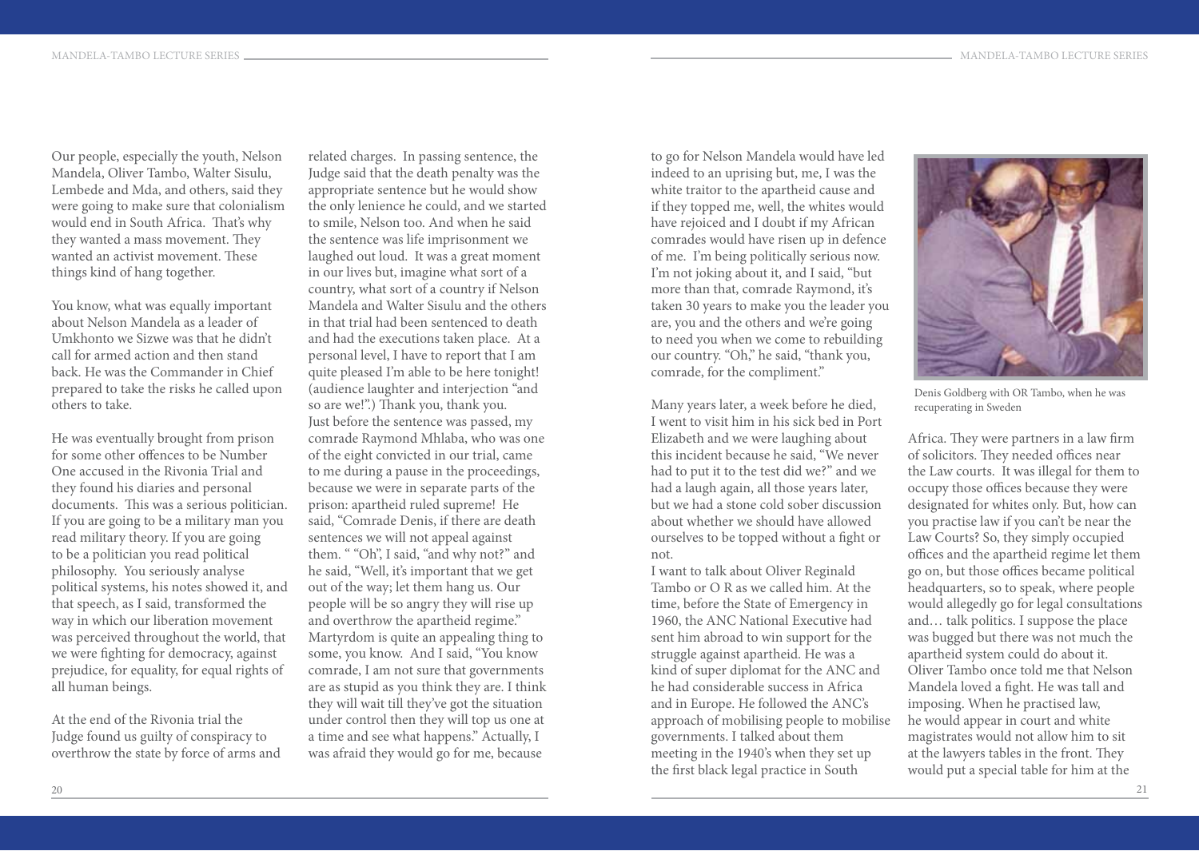Our people, especially the youth, Nelson Mandela, Oliver Tambo, Walter Sisulu, Lembede and Mda, and others, said they were going to make sure that colonialism would end in South Africa. That's why they wanted a mass movement. They wanted an activist movement. These things kind of hang together.

You know, what was equally important about Nelson Mandela as a leader of Umkhonto we Sizwe was that he didn't call for armed action and then stand back. He was the Commander in Chief prepared to take the risks he called upon others to take.

He was eventually brought from prison for some other offences to be Number One accused in the Rivonia Trial and they found his diaries and personal documents. This was a serious politician. If you are going to be a military man you read military theory. If you are going to be a politician you read political philosophy. You seriously analyse political systems, his notes showed it, and that speech, as I said, transformed the way in which our liberation movement was perceived throughout the world, that we were fighting for democracy, against prejudice, for equality, for equal rights of all human beings.

At the end of the Rivonia trial the Judge found us guilty of conspiracy to overthrow the state by force of arms and related charges. In passing sentence, the Judge said that the death penalty was the appropriate sentence but he would show the only lenience he could, and we started to smile, Nelson too. And when he said the sentence was life imprisonment we laughed out loud. It was a great moment in our lives but, imagine what sort of a country, what sort of a country if Nelson Mandela and Walter Sisulu and the others in that trial had been sentenced to death and had the executions taken place. At a personal level, I have to report that I am quite pleased I'm able to be here tonight! (audience laughter and interjection "and so are we!".) Thank you, thank you.
Just before the sentence was passed, my comrade Raymond Mhlaba, who was one of the eight convicted in our trial, came to me during a pause in the proceedings, because we were in separate parts of the prison: apartheid ruled supreme! He said, "Comrade Denis, if there are death sentences we will not appeal against them. " "Oh", I said, "and why not?" and he said, "Well, it's important that we get out of the way; let them hang us. Our people will be so angry they will rise up and overthrow the apartheid regime." Martyrdom is quite an appealing thing to some, you know. And I said, "You know comrade, I am not sure that governments are as stupid as you think they are. I think they will wait till they've got the situation under control then they will top us one at a time and see what happens." Actually, I was afraid they would go for me, because to go for Nelson Mandela would have led indeed to an uprising but, me, I was the white traitor to the apartheid cause and if they topped me, well, the whites would have rejoiced and I doubt if my African comrades would have risen up in defence of me. I'm being politically serious now. I'm not joking about it, and I said, "but more than that, comrade Raymond, it's taken 30 years to make you the leader you are, you and the others and we're going to need you when we come to rebuilding our country. "Oh," he said, "thank you, comrade, for the compliment."

Many years later, a week before he died, I went to visit him in his sick bed in Port Elizabeth and we were laughing about this incident because he said, "We never had to put it to the test did we?" and we had a laugh again, all those years later, but we had a stone cold sober discussion about whether we should have allowed ourselves to be topped without a fight or not.
I want to talk about Oliver Reginald Tambo or O R as we called him. At the time, before the State of Emergency in 1960, the ANC National Executive had sent him abroad to win support for the struggle against apartheid. He was a kind of super diplomat for the ANC and he had considerable success in Africa and in Europe. He followed the ANC's approach of mobilising people to mobilise governments. I talked about them meeting in the 1940's when they set up the first black legal practice in South Africa. They were partners in a law firm of solicitors. They needed offices near the Law courts. It was illegal for them to occupy those offices because they were designated for whites only. But, how can you practise law if you can't be near the Law Courts? So, they simply occupied offices and the apartheid regime let them go on, but those offices became political headquarters, so to speak, where people would allegedly go for legal consultations and… talk politics. I suppose the place was bugged but there was not much the apartheid system could do about it.
Oliver Tambo once told me that Nelson Mandela loved a fight. He was tall and imposing. When he practised law, he would appear in court and white magistrates would not allow him to sit at the lawyers tables in the front. They would put a special table for him at the

Denis Goldberg with OR Tambo, when he was recuperating in Sweden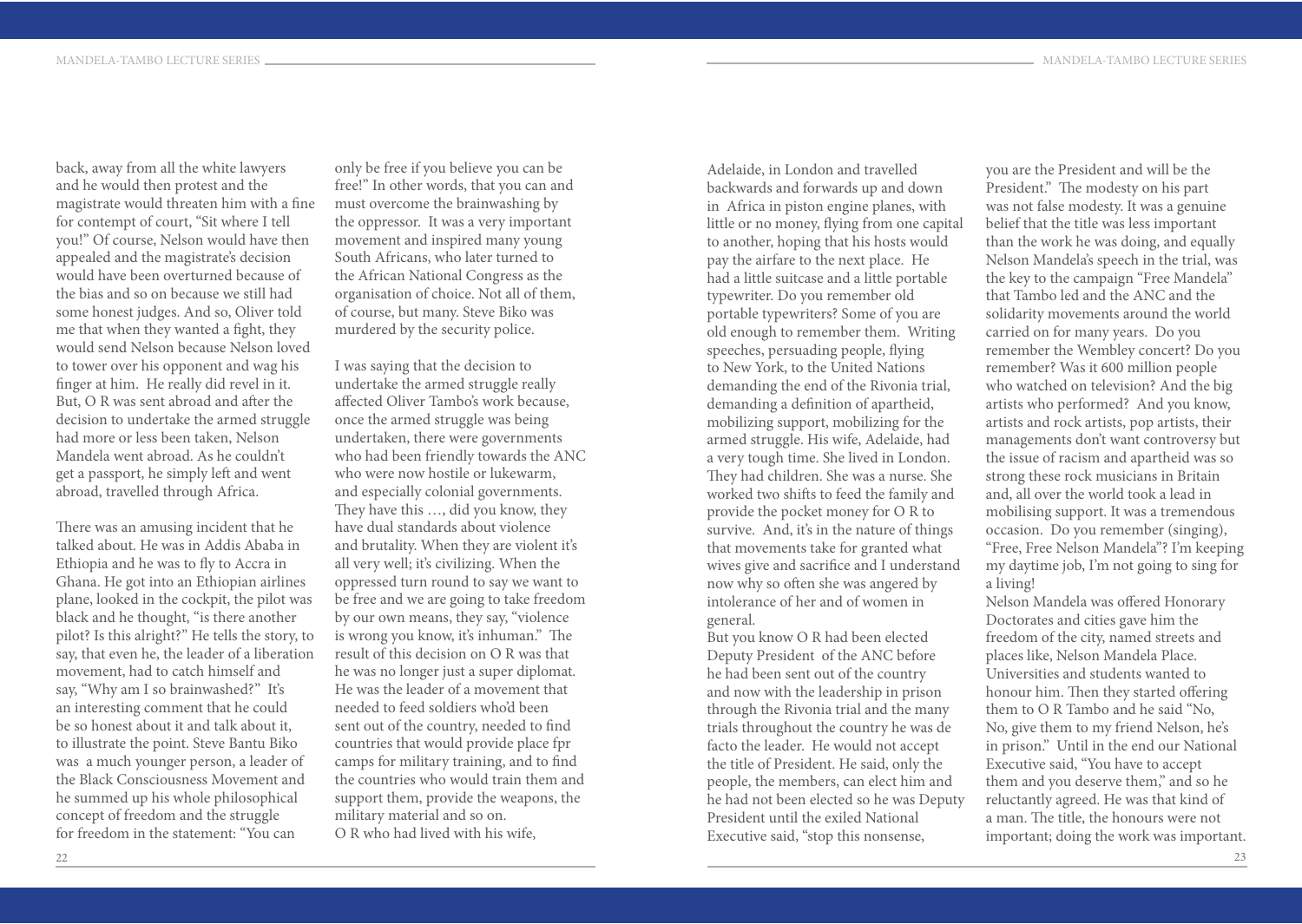back, away from all the white lawyers and he would then protest and the magistrate would threaten him with a fine for contempt of court, "Sit where I tell you!" Of course, Nelson would have then appealed and the magistrate's decision would have been overturned because of the bias and so on because we still had some honest judges. And so, Oliver told me that when they wanted a fight, they would send Nelson because Nelson loved to tower over his opponent and wag his finger at him. He really did revel in it. But, O R was sent abroad and after the decision to undertake the armed struggle had more or less been taken, Nelson Mandela went abroad. As he couldn't get a passport, he simply left and went abroad, travelled through Africa.

There was an amusing incident that he talked about. He was in Addis Ababa in Ethiopia and he was to fly to Accra in Ghana. He got into an Ethiopian airlines plane, looked in the cockpit, the pilot was black and he thought, "is there another pilot? Is this alright?" He tells the story, to say, that even he, the leader of a liberation movement, had to catch himself and say, "Why am I so brainwashed?" It's an interesting comment that he could be so honest about it and talk about it, to illustrate the point. Steve Bantu Biko was a much younger person, a leader of the Black Consciousness Movement and he summed up his whole philosophical concept of freedom and the struggle for freedom in the statement: "You can only be free if you believe you can be free!" In other words, that you can and must overcome the brainwashing by the oppressor. It was a very important movement and inspired many young South Africans, who later turned to the African National Congress as the organisation of choice. Not all of them, of course, but many. Steve Biko was murdered by the security police.

I was saying that the decision to undertake the armed struggle really affected Oliver Tambo's work because, once the armed struggle was being undertaken, there were governments who had been friendly towards the ANC who were now hostile or lukewarm, and especially colonial governments. They have this …, did you know, they have dual standards about violence and brutality. When they are violent it's all very well; it's civilizing. When the oppressed turn round to say we want to be free and we are going to take freedom by our own means, they say, "violence is wrong you know, it's inhuman." The result of this decision on O R was that he was no longer just a super diplomat. He was the leader of a movement that needed to feed soldiers who'd been sent out of the country, needed to find countries that would provide place fpr camps for military training, and to find the countries who would train them and support them, provide the weapons, the military material and so on.

O R who had lived with his wife, Adelaide, in London and travelled backwards and forwards up and down in Africa in piston engine planes, with little or no money, flying from one capital to another, hoping that his hosts would pay the airfare to the next place. He had a little suitcase and a little portable typewriter. Do you remember old portable typewriters? Some of you are old enough to remember them. Writing speeches, persuading people, flying to New York, to the United Nations demanding the end of the Rivonia trial, demanding a definition of apartheid, mobilizing support, mobilizing for the armed struggle. His wife, Adelaide, had a very tough time. She lived in London. They had children. She was a nurse. She worked two shifts to feed the family and provide the pocket money for O R to survive. And, it's in the nature of things that movements take for granted what wives give and sacrifice and I understand now why so often she was angered by intolerance of her and of women in general.

But you know O R had been elected Deputy President of the ANC before he had been sent out of the country and now with the leadership in prison through the Rivonia trial and the many trials throughout the country he was de facto the leader. He would not accept the title of President. He said, only the people, the members, can elect him and he had not been elected so he was Deputy President until the exiled National Executive said, "stop this nonsense, you are the President and will be the President." The modesty on his part was not false modesty. It was a genuine belief that the title was less important than the work he was doing, and equally Nelson Mandela's speech in the trial, was the key to the campaign "Free Mandela" that Tambo led and the ANC and the solidarity movements around the world carried on for many years. Do you remember the Wembley concert? Do you remember? Was it 600 million people who watched on television? And the big artists who performed? And you know, artists and rock artists, pop artists, their managements don't want controversy but the issue of racism and apartheid was so strong these rock musicians in Britain and, all over the world took a lead in mobilising support. It was a tremendous occasion. Do you remember (singing), "Free, Free Nelson Mandela"? I'm keeping my daytime job, I'm not going to sing for a living!

Nelson Mandela was offered Honorary Doctorates and cities gave him the freedom of the city, named streets and places like, Nelson Mandela Place. Universities and students wanted to honour him. Then they started offering them to O R Tambo and he said "No, No, give them to my friend Nelson, he's in prison." Until in the end our National Executive said, "You have to accept them and you deserve them," and so he reluctantly agreed. He was that kind of a man. The title, the honours were not important; doing the work was important.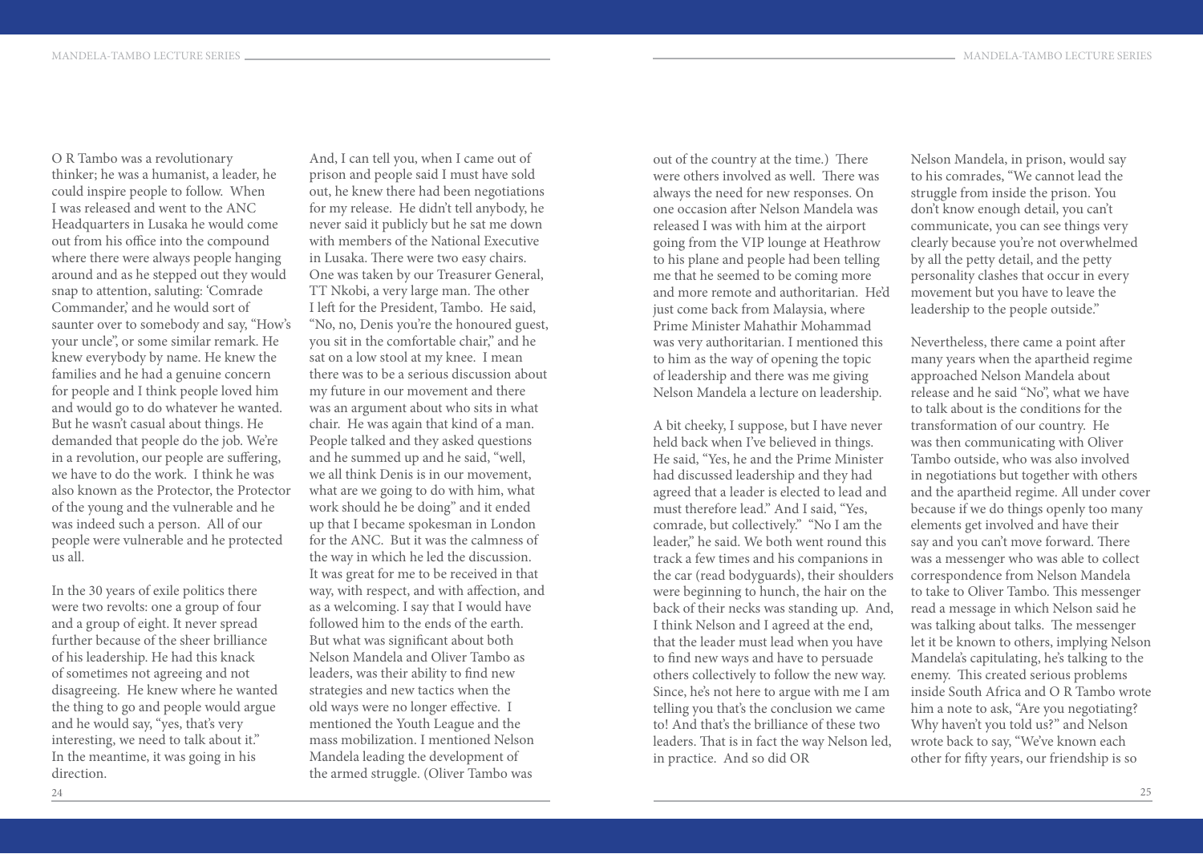O R Tambo was a revolutionary thinker; he was a humanist, a leader, he could inspire people to follow. When I was released and went to the ANC Headquarters in Lusaka he would come out from his office into the compound where there were always people hanging around and as he stepped out they would snap to attention, saluting: 'Comrade Commander,' and he would sort of saunter over to somebody and say, "How's your uncle", or some similar remark. He knew everybody by name. He knew the families and he had a genuine concern for people and I think people loved him and would go to do whatever he wanted. But he wasn't casual about things. He demanded that people do the job. We're in a revolution, our people are suffering, we have to do the work. I think he was also known as the Protector, the Protector of the young and the vulnerable and he was indeed such a person. All of our people were vulnerable and he protected us all.

In the 30 years of exile politics there were two revolts: one a group of four and a group of eight. It never spread further because of the sheer brilliance of his leadership. He had this knack of sometimes not agreeing and not disagreeing. He knew where he wanted the thing to go and people would argue and he would say, "yes, that's very interesting, we need to talk about it." In the meantime, it was going in his direction.

And, I can tell you, when I came out of prison and people said I must have sold out, he knew there had been negotiations for my release. He didn't tell anybody, he never said it publicly but he sat me down with members of the National Executive in Lusaka. There were two easy chairs. One was taken by our Treasurer General, TT Nkobi, a very large man. The other I left for the President, Tambo. He said, "No, no, Denis you're the honoured guest, you sit in the comfortable chair," and he sat on a low stool at my knee. I mean there was to be a serious discussion about my future in our movement and there was an argument about who sits in what chair. He was again that kind of a man. People talked and they asked questions and he summed up and he said, "well, we all think Denis is in our movement, what are we going to do with him, what work should he be doing" and it ended up that I became spokesman in London for the ANC. But it was the calmness of the way in which he led the discussion. It was great for me to be received in that way, with respect, and with affection, and as a welcoming. I say that I would have followed him to the ends of the earth. But what was significant about both Nelson Mandela and Oliver Tambo as leaders, was their ability to find new strategies and new tactics when the old ways were no longer effective. I mentioned the Youth League and the mass mobilization. I mentioned Nelson Mandela leading the development of the armed struggle. (Oliver Tambo was out of the country at the time.) There were others involved as well. There was always the need for new responses. On one occasion after Nelson Mandela was released I was with him at the airport going from the VIP lounge at Heathrow to his plane and people had been telling me that he seemed to be coming more and more remote and authoritarian. He'd just come back from Malaysia, where Prime Minister Mahathir Mohammad was very authoritarian. I mentioned this to him as the way of opening the topic of leadership and there was me giving Nelson Mandela a lecture on leadership.

A bit cheeky, I suppose, but I have never held back when I've believed in things. He said, "Yes, he and the Prime Minister had discussed leadership and they had agreed that a leader is elected to lead and must therefore lead." And I said, "Yes, comrade, but collectively." "No I am the leader," he said. We both went round this track a few times and his companions in the car (read bodyguards), their shoulders were beginning to hunch, the hair on the back of their necks was standing up. And, I think Nelson and I agreed at the end, that the leader must lead when you have to find new ways and have to persuade others collectively to follow the new way. Since, he's not here to argue with me I am telling you that's the conclusion we came to! And that's the brilliance of these two leaders. That is in fact the way Nelson led, in practice. And so did OR

Nelson Mandela, in prison, would say to his comrades, "We cannot lead the struggle from inside the prison. You don't know enough detail, you can't communicate, you can see things very clearly because you're not overwhelmed by all the petty detail, and the petty personality clashes that occur in every movement but you have to leave the leadership to the people outside."

Nevertheless, there came a point after many years when the apartheid regime approached Nelson Mandela about release and he said "No", what we have to talk about is the conditions for the transformation of our country. He was then communicating with Oliver Tambo outside, who was also involved in negotiations but together with others and the apartheid regime. All under cover because if we do things openly too many elements get involved and have their say and you can't move forward. There was a messenger who was able to collect correspondence from Nelson Mandela to take to Oliver Tambo. This messenger read a message in which Nelson said he was talking about talks. The messenger let it be known to others, implying Nelson Mandela's capitulating, he's talking to the enemy. This created serious problems inside South Africa and O R Tambo wrote him a note to ask, "Are you negotiating? Why haven't you told us?" and Nelson wrote back to say, "We've known each other for fifty years, our friendship is so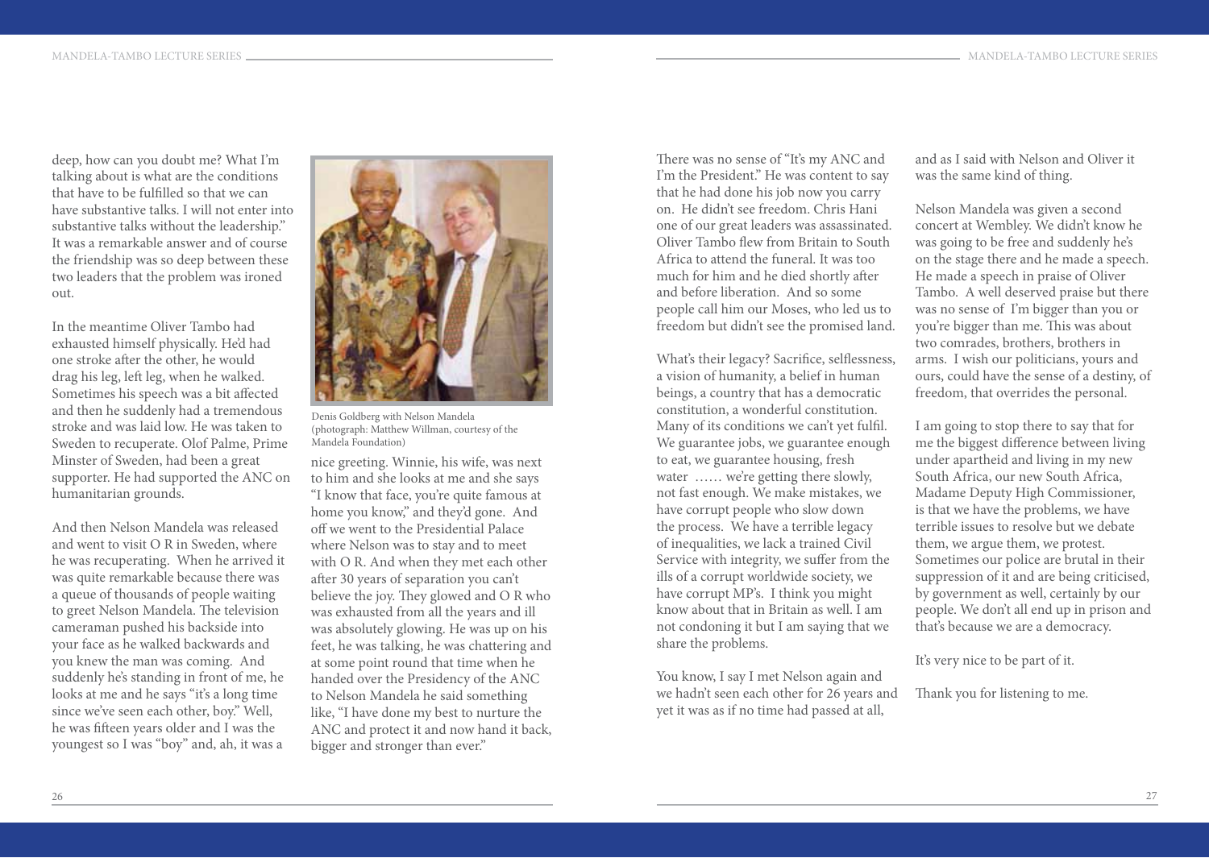deep, how can you doubt me? What I'm talking about is what are the conditions that have to be fulfilled so that we can have substantive talks. I will not enter into substantive talks without the leadership." It was a remarkable answer and of course the friendship was so deep between these two leaders that the problem was ironed out.

In the meantime Oliver Tambo had exhausted himself physically. He'd had one stroke after the other, he would drag his leg, left leg, when he walked. Sometimes his speech was a bit affected and then he suddenly had a tremendous stroke and was laid low. He was taken to Sweden to recuperate. Olof Palme, Prime Minster of Sweden, had been a great supporter. He had supported the ANC on humanitarian grounds.

And then Nelson Mandela was released and went to visit O R in Sweden, where he was recuperating. When he arrived it was quite remarkable because there was a queue of thousands of people waiting to greet Nelson Mandela. The television cameraman pushed his backside into your face as he walked backwards and you knew the man was coming. And suddenly he's standing in front of me, he looks at me and he says "it's a long time since we've seen each other, boy." Well, he was fifteen years older and I was the youngest so I was "boy" and, ah, it was a nice greeting. Winnie, his wife, was next to him and she looks at me and she says "I know that face, you're quite famous at home you know," and they'd gone. And off we went to the Presidential Palace where Nelson was to stay and to meet with O R. And when they met each other after 30 years of separation you can't believe the joy. They glowed and O R who was exhausted from all the years and ill was absolutely glowing. He was up on his feet, he was talking, he was chattering and at some point round that time when he handed over the Presidency of the ANC to Nelson Mandela he said something like, "I have done my best to nurture the ANC and protect it and now hand it back, bigger and stronger than ever."

Denis Goldberg with Nelson Mandela (photograph: Matthew Willman, courtesy of the Mandela Foundation)

There was no sense of "It's my ANC and I'm the President." He was content to say that he had done his job now you carry on. He didn't see freedom. Chris Hani one of our great leaders was assassinated. Oliver Tambo flew from Britain to South Africa to attend the funeral. It was too much for him and he died shortly after and before liberation. And so some people call him our Moses, who led us to freedom but didn't see the promised land.

What's their legacy? Sacrifice, selflessness, a vision of humanity, a belief in human beings, a country that has a democratic constitution, a wonderful constitution. Many of its conditions we can't yet fulfil. We guarantee jobs, we guarantee enough to eat, we guarantee housing, fresh water …… we're getting there slowly, not fast enough. We make mistakes, we have corrupt people who slow down the process. We have a terrible legacy of inequalities, we lack a trained Civil Service with integrity, we suffer from the ills of a corrupt worldwide society, we have corrupt MP's. I think you might know about that in Britain as well. I am not condoning it but I am saying that we share the problems.

You know, I say I met Nelson again and we hadn't seen each other for 26 years and yet it was as if no time had passed at all, and as I said with Nelson and Oliver it was the same kind of thing.

Nelson Mandela was given a second concert at Wembley. We didn't know he was going to be free and suddenly he's on the stage there and he made a speech. He made a speech in praise of Oliver Tambo. A well deserved praise but there was no sense of I'm bigger than you or you're bigger than me. This was about two comrades, brothers, brothers in arms. I wish our politicians, yours and ours, could have the sense of a destiny, of freedom, that overrides the personal.

I am going to stop there to say that for me the biggest difference between living under apartheid and living in my new South Africa, our new South Africa, Madame Deputy High Commissioner, is that we have the problems, we have terrible issues to resolve but we debate them, we argue them, we protest. Sometimes our police are brutal in their suppression of it and are being criticised, by government as well, certainly by our people. We don't all end up in prison and that's because we are a democracy.

It's very nice to be part of it.

Thank you for listening to me.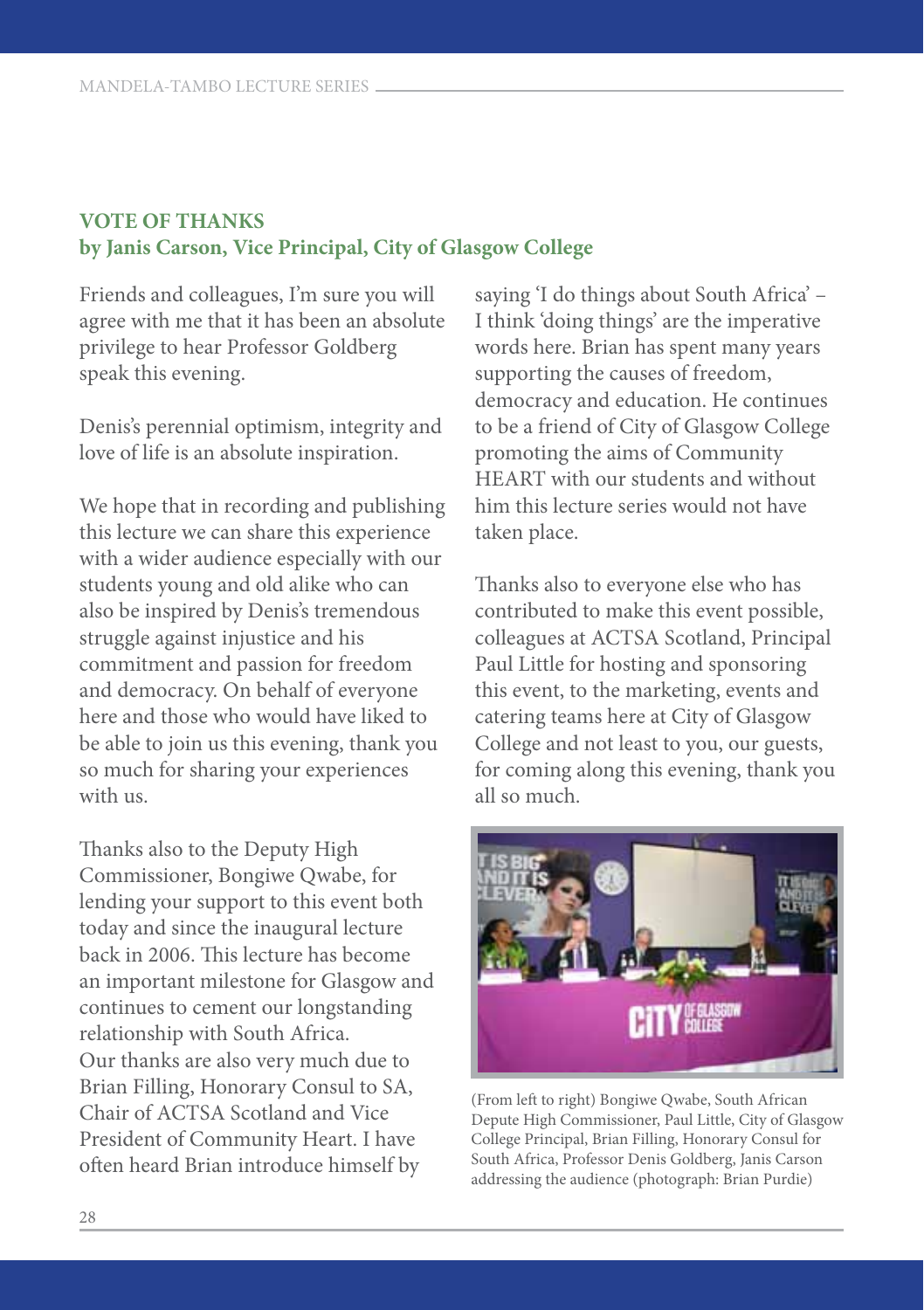## VOTE OF THANKS
## by Janis Carson, Vice Principal, City of Glasgow College

Friends and colleagues, I'm sure you will agree with me that it has been an absolute privilege to hear Professor Goldberg speak this evening.

Denis's perennial optimism, integrity and love of life is an absolute inspiration.

We hope that in recording and publishing this lecture we can share this experience with a wider audience especially with our students young and old alike who can also be inspired by Denis's tremendous struggle against injustice and his commitment and passion for freedom and democracy. On behalf of everyone here and those who would have liked to be able to join us this evening, thank you so much for sharing your experiences with us.

Thanks also to the Deputy High Commissioner, Bongiwe Qwabe, for lending your support to this event both today and since the inaugural lecture back in 2006. This lecture has become an important milestone for Glasgow and continues to cement our longstanding relationship with South Africa.
Our thanks are also very much due to Brian Filling, Honorary Consul to SA, Chair of ACTSA Scotland and Vice President of Community Heart. I have often heard Brian introduce himself by saying 'I do things about South Africa' – I think 'doing things' are the imperative words here. Brian has spent many years supporting the causes of freedom, democracy and education. He continues to be a friend of City of Glasgow College promoting the aims of Community HEART with our students and without him this lecture series would not have taken place.

Thanks also to everyone else who has contributed to make this event possible, colleagues at ACTSA Scotland, Principal Paul Little for hosting and sponsoring this event, to the marketing, events and catering teams here at City of Glasgow College and not least to you, our guests, for coming along this evening, thank you all so much.

(From left to right) Bongiwe Qwabe, South African Depute High Commissioner, Paul Little, City of Glasgow College Principal, Brian Filling, Honorary Consul for South Africa, Professor Denis Goldberg, Janis Carson addressing the audience (photograph: Brian Purdie)